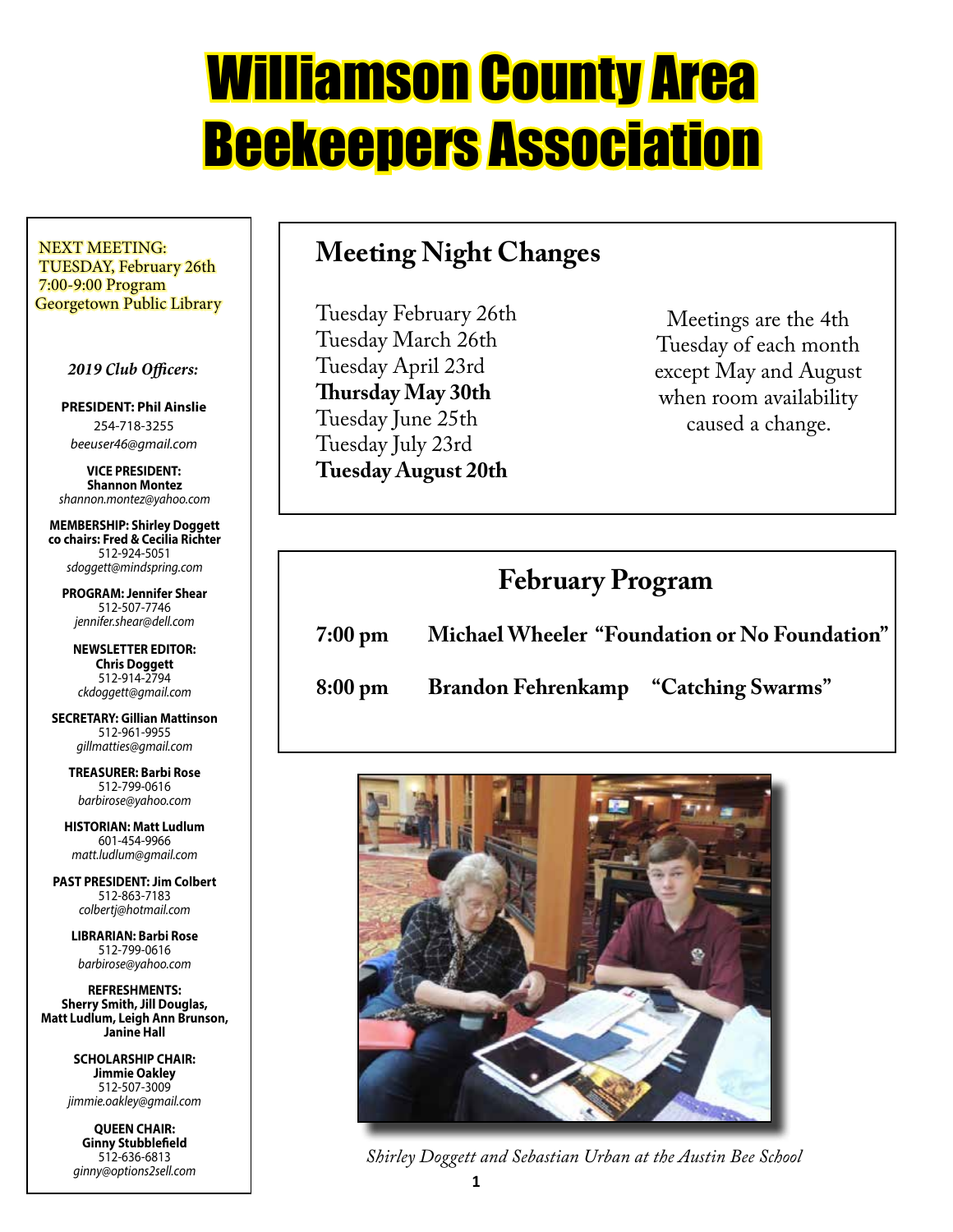# Williamson County Area Beekeepers Association

NEXT MEETING:
TUESDAY, February 26th
7:00-9:00 Program
Georgetown Public Library

*2019 Club Officers:*

**PRESIDENT: Phil Ainslie**
254-718-3255
*beeuser46@gmail.com*

**VICE PRESIDENT: Shannon Montez**
*shannon.montez@yahoo.com*

**MEMBERSHIP: Shirley Doggett**
**co chairs: Fred & Cecilia Richter**
512-924-5051
*sdoggett@mindspring.com*

**PROGRAM: Jennifer Shear**
512-507-7746
*jennifer.shear@dell.com*

**NEWSLETTER EDITOR: Chris Doggett**
512-914-2794
*ckdoggett@gmail.com*

**SECRETARY: Gillian Mattinson**
512-961-9955
*gillmatties@gmail.com*

**TREASURER: Barbi Rose**
512-799-0616
*barbirose@yahoo.com*

**HISTORIAN: Matt Ludlum**
601-454-9966
*matt.ludlum@gmail.com*

**PAST PRESIDENT: Jim Colbert**
512-863-7183
*colbertj@hotmail.com*

**LIBRARIAN: Barbi Rose**
512-799-0616
*barbirose@yahoo.com*

**REFRESHMENTS:**
**Sherry Smith, Jill Douglas, Matt Ludlum, Leigh Ann Brunson, Janine Hall**

**SCHOLARSHIP CHAIR: Jimmie Oakley**
512-507-3009
*jimmie.oakley@gmail.com*

**QUEEN CHAIR: Ginny Stubblefield**
512-636-6813
*ginny@options2sell.com*

## Meeting Night Changes

Tuesday February 26th
Tuesday March 26th
Tuesday April 23rd
**Thursday May 30th**
Tuesday June 25th
Tuesday July 23rd
**Tuesday August 20th**

Meetings are the 4th Tuesday of each month except May and August when room availability caused a change.

## February Program

**7:00 pm** **Michael Wheeler "Foundation or No Foundation"**

**8:00 pm** **Brandon Fehrenkamp "Catching Swarms"**

*Shirley Doggett and Sebastian Urban at the Austin Bee School*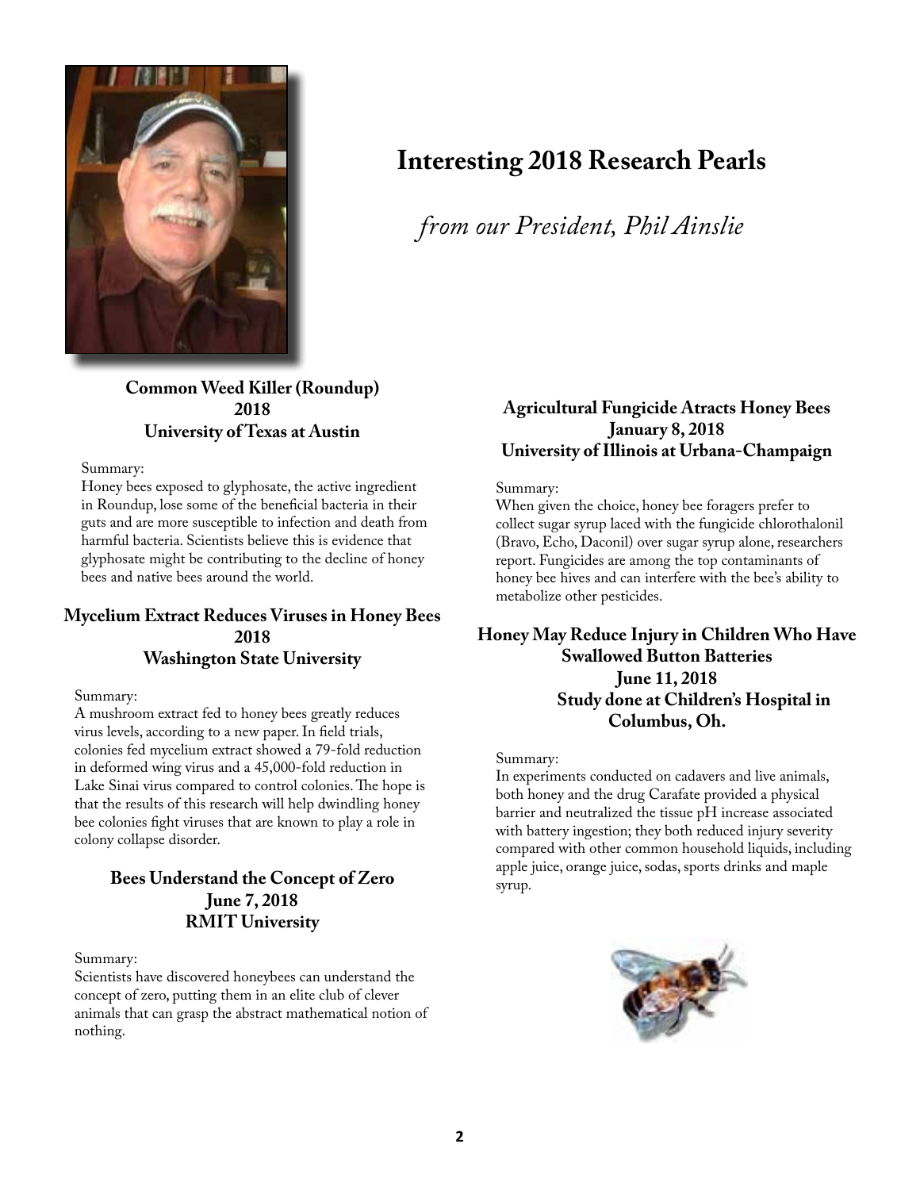# Interesting 2018 Research Pearls

*from our President, Phil Ainslie*

### Common Weed Killer (Roundup)
### 2018
### University of Texas at Austin

Summary:
Honey bees exposed to glyphosate, the active ingredient in Roundup, lose some of the beneficial bacteria in their guts and are more susceptible to infection and death from harmful bacteria. Scientists believe this is evidence that glyphosate might be contributing to the decline of honey bees and native bees around the world.

### Mycelium Extract Reduces Viruses in Honey Bees
### 2018
### Washington State University

Summary:
A mushroom extract fed to honey bees greatly reduces virus levels, according to a new paper. In field trials, colonies fed mycelium extract showed a 79-fold reduction in deformed wing virus and a 45,000-fold reduction in Lake Sinai virus compared to control colonies. The hope is that the results of this research will help dwindling honey bee colonies fight viruses that are known to play a role in colony collapse disorder.

### Bees Understand the Concept of Zero
### June 7, 2018
### RMIT University

Summary:
Scientists have discovered honeybees can understand the concept of zero, putting them in an elite club of clever animals that can grasp the abstract mathematical notion of nothing.

### Agricultural Fungicide Atracts Honey Bees
### January 8, 2018
### University of Illinois at Urbana-Champaign

Summary:
When given the choice, honey bee foragers prefer to collect sugar syrup laced with the fungicide chlorothalonil (Bravo, Echo, Daconil) over sugar syrup alone, researchers report. Fungicides are among the top contaminants of honey bee hives and can interfere with the bee's ability to metabolize other pesticides.

### Honey May Reduce Injury in Children Who Have Swallowed Button Batteries
### June 11, 2018
### Study done at Children's Hospital in Columbus, Oh.

Summary:
In experiments conducted on cadavers and live animals, both honey and the drug Carafate provided a physical barrier and neutralized the tissue pH increase associated with battery ingestion; they both reduced injury severity compared with other common household liquids, including apple juice, orange juice, sodas, sports drinks and maple syrup.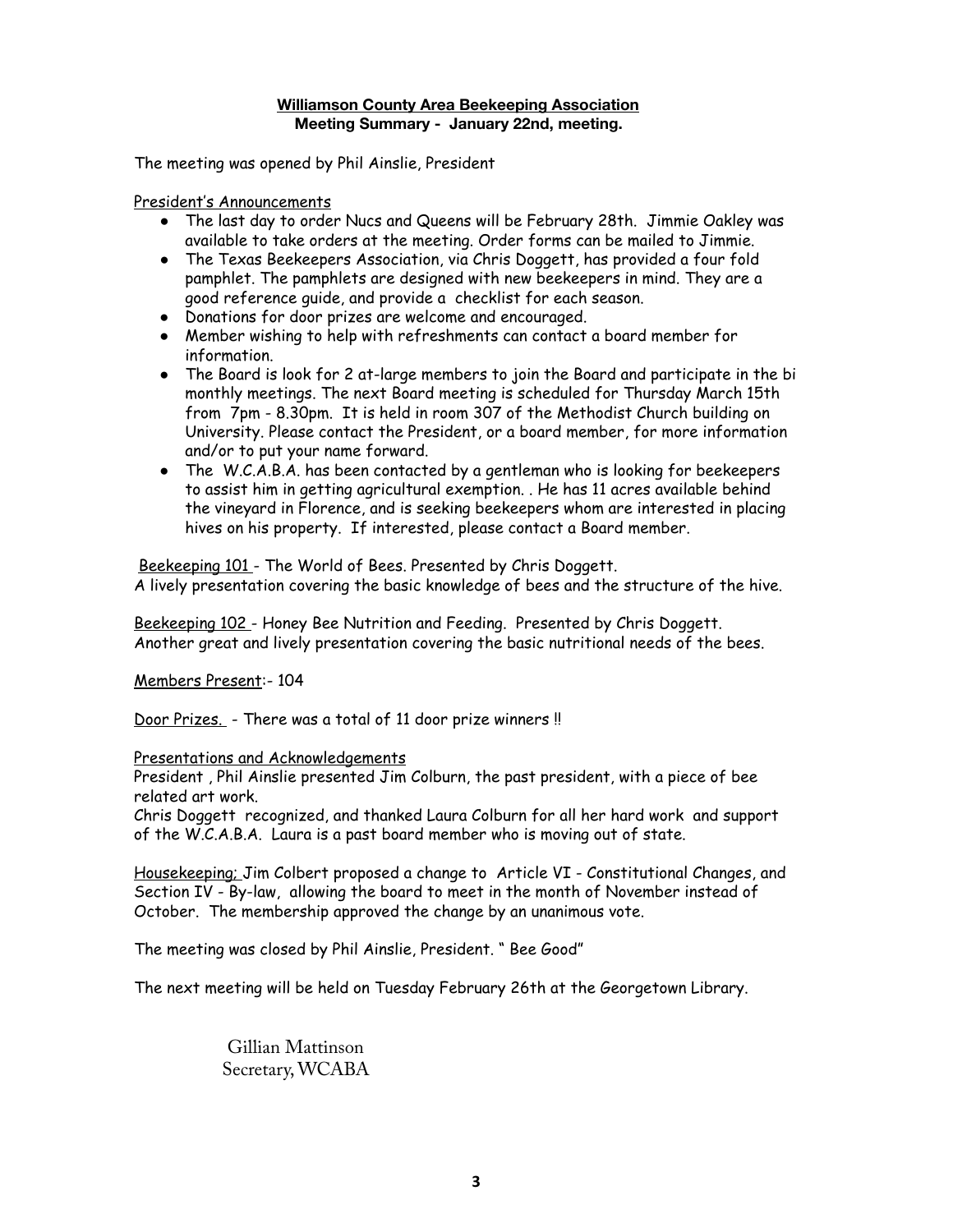**Williamson County Area Beekeeping Association**
**Meeting Summary - January 22nd, meeting.**

The meeting was opened by Phil Ainslie, President

President's Announcements

- The last day to order Nucs and Queens will be February 28th. Jimmie Oakley was available to take orders at the meeting. Order forms can be mailed to Jimmie.
- The Texas Beekeepers Association, via Chris Doggett, has provided a four fold pamphlet. The pamphlets are designed with new beekeepers in mind. They are a good reference guide, and provide a checklist for each season.
- Donations for door prizes are welcome and encouraged.
- Member wishing to help with refreshments can contact a board member for information.
- The Board is look for 2 at-large members to join the Board and participate in the bi monthly meetings. The next Board meeting is scheduled for Thursday March 15th from 7pm - 8.30pm. It is held in room 307 of the Methodist Church building on University. Please contact the President, or a board member, for more information and/or to put your name forward.
- The W.C.A.B.A. has been contacted by a gentleman who is looking for beekeepers to assist him in getting agricultural exemption. . He has 11 acres available behind the vineyard in Florence, and is seeking beekeepers whom are interested in placing hives on his property. If interested, please contact a Board member.

Beekeeping 101 - The World of Bees. Presented by Chris Doggett.
A lively presentation covering the basic knowledge of bees and the structure of the hive.

Beekeeping 102 - Honey Bee Nutrition and Feeding. Presented by Chris Doggett.
Another great and lively presentation covering the basic nutritional needs of the bees.

Members Present:- 104

Door Prizes. - There was a total of 11 door prize winners !!

Presentations and Acknowledgements
President , Phil Ainslie presented Jim Colburn, the past president, with a piece of bee related art work.
Chris Doggett recognized, and thanked Laura Colburn for all her hard work and support of the W.C.A.B.A. Laura is a past board member who is moving out of state.

Housekeeping; Jim Colbert proposed a change to Article VI - Constitutional Changes, and Section IV - By-law, allowing the board to meet in the month of November instead of October. The membership approved the change by an unanimous vote.

The meeting was closed by Phil Ainslie, President. " Bee Good"

The next meeting will be held on Tuesday February 26th at the Georgetown Library.

Gillian Mattinson
Secretary, WCABA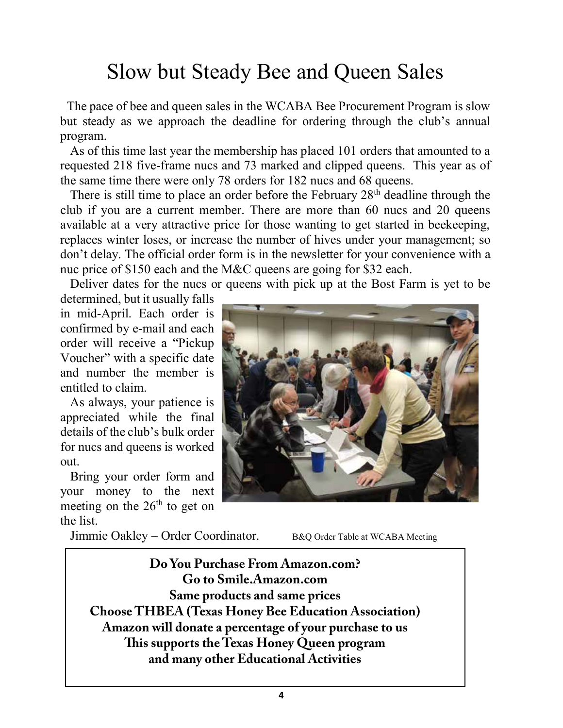# Slow but Steady Bee and Queen Sales

The pace of bee and queen sales in the WCABA Bee Procurement Program is slow but steady as we approach the deadline for ordering through the club's annual program.

As of this time last year the membership has placed 101 orders that amounted to a requested 218 five-frame nucs and 73 marked and clipped queens. This year as of the same time there were only 78 orders for 182 nucs and 68 queens.

There is still time to place an order before the February 28th deadline through the club if you are a current member. There are more than 60 nucs and 20 queens available at a very attractive price for those wanting to get started in beekeeping, replaces winter loses, or increase the number of hives under your management; so don't delay. The official order form is in the newsletter for your convenience with a nuc price of $150 each and the M&C queens are going for $32 each.

Deliver dates for the nucs or queens with pick up at the Bost Farm is yet to be determined, but it usually falls in mid-April. Each order is confirmed by e-mail and each order will receive a "Pickup Voucher" with a specific date and number the member is entitled to claim.

As always, your patience is appreciated while the final details of the club's bulk order for nucs and queens is worked out.

Bring your order form and your money to the next meeting on the 26th to get on the list.

Jimmie Oakley – Order Coordinator.

B&Q Order Table at WCABA Meeting

**Do You Purchase From Amazon.com?**
**Go to Smile.Amazon.com**
**Same products and same prices**
**Choose THBEA (Texas Honey Bee Education Association)**
**Amazon will donate a percentage of your purchase to us**
**This supports the Texas Honey Queen program**
**and many other Educational Activities**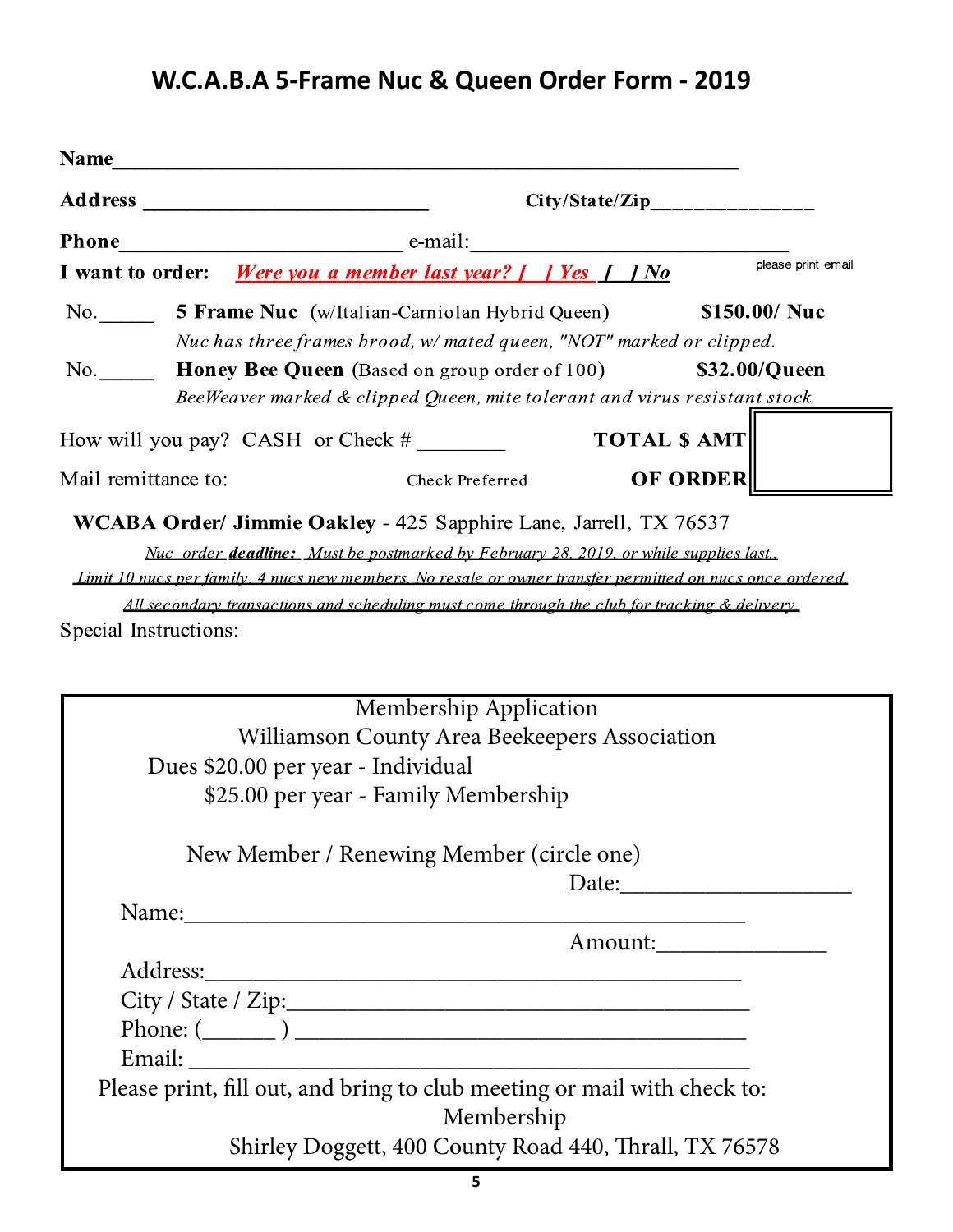# W.C.A.B.A 5-Frame Nuc & Queen Order Form - 2019

**Name**\_\_\_\_\_\_\_\_\_\_\_\_\_\_\_\_\_\_\_\_\_\_\_\_\_\_\_\_\_\_\_\_\_\_\_\_\_\_\_\_\_\_\_\_\_\_\_\_\_\_\_\_\_\_\_\_

**Address** \_\_\_\_\_\_\_\_\_\_\_\_\_\_\_\_\_\_\_\_\_\_\_\_\_\_\_ **City/State/Zip**\_\_\_\_\_\_\_\_\_\_\_\_\_\_\_

**Phone**\_\_\_\_\_\_\_\_\_\_\_\_\_\_\_\_\_\_\_\_\_\_\_\_\_\_\_ e-mail:\_\_\_\_\_\_\_\_\_\_\_\_\_\_\_\_\_\_\_\_\_\_\_\_\_\_\_\_\_\_

please print email

**I want to order:** ***Were you a member last year? [ ] Yes [ ] No***

No.\_\_\_\_\_ **5 Frame Nuc** (w/Italian-Carniolan Hybrid Queen) **$150.00/ Nuc**

*Nuc has three frames brood, w/ mated queen, "NOT" marked or clipped.*

No.\_\_\_\_\_ **Honey Bee Queen** (Based on group order of 100) **$32.00/Queen**

*BeeWeaver marked & clipped Queen, mite tolerant and virus resistant stock.*

How will you pay? CASH or Check # \_\_\_\_\_\_\_\_ **TOTAL $ AMT OF ORDER** [ ]

Mail remittance to: Check Preferred

**WCABA Order/ Jimmie Oakley** - 425 Sapphire Lane, Jarrell, TX 76537

*Nuc order **deadline:** Must be postmarked by February 28, 2019, or while supplies last.*

*Limit 10 nucs per family. 4 nucs new members. No resale or owner transfer permitted on nucs once ordered.*

*All secondary transactions and scheduling must come through the club for tracking & delivery.*

Special Instructions:

---

Membership Application

Williamson County Area Beekeepers Association

Dues $20.00 per year - Individual

$25.00 per year - Family Membership

New Member / Renewing Member (circle one)

Date:\_\_\_\_\_\_\_\_\_\_\_\_\_\_\_\_\_\_\_\_

Name:\_\_\_\_\_\_\_\_\_\_\_\_\_\_\_\_\_\_\_\_\_\_\_\_\_\_\_\_\_\_\_\_\_\_\_\_\_\_\_\_\_\_\_\_\_

Amount:\_\_\_\_\_\_\_\_\_\_\_\_\_\_\_

Address:\_\_\_\_\_\_\_\_\_\_\_\_\_\_\_\_\_\_\_\_\_\_\_\_\_\_\_\_\_\_\_\_\_\_\_\_\_\_\_\_\_\_\_

City / State / Zip:\_\_\_\_\_\_\_\_\_\_\_\_\_\_\_\_\_\_\_\_\_\_\_\_\_\_\_\_\_\_\_\_\_\_\_

Phone: (\_\_\_\_\_\_ ) \_\_\_\_\_\_\_\_\_\_\_\_\_\_\_\_\_\_\_\_\_\_\_\_\_\_\_\_\_\_\_\_\_\_\_\_

Email: \_\_\_\_\_\_\_\_\_\_\_\_\_\_\_\_\_\_\_\_\_\_\_\_\_\_\_\_\_\_\_\_\_\_\_\_\_\_\_\_\_\_\_\_\_

Please print, fill out, and bring to club meeting or mail with check to:

Membership

Shirley Doggett, 400 County Road 440, Thrall, TX 76578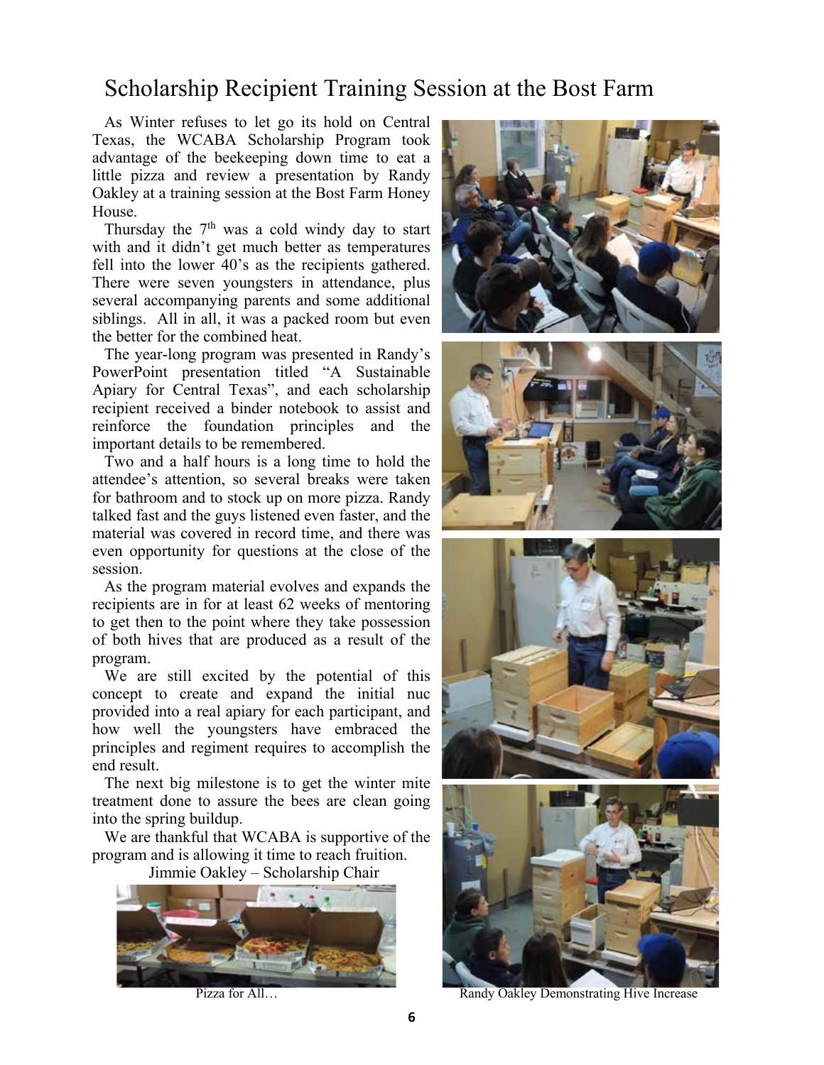# Scholarship Recipient Training Session at the Bost Farm

As Winter refuses to let go its hold on Central Texas, the WCABA Scholarship Program took advantage of the beekeeping down time to eat a little pizza and review a presentation by Randy Oakley at a training session at the Bost Farm Honey House.

Thursday the 7th was a cold windy day to start with and it didn't get much better as temperatures fell into the lower 40's as the recipients gathered. There were seven youngsters in attendance, plus several accompanying parents and some additional siblings. All in all, it was a packed room but even the better for the combined heat.

The year-long program was presented in Randy's PowerPoint presentation titled "A Sustainable Apiary for Central Texas", and each scholarship recipient received a binder notebook to assist and reinforce the foundation principles and the important details to be remembered.

Two and a half hours is a long time to hold the attendee's attention, so several breaks were taken for bathroom and to stock up on more pizza. Randy talked fast and the guys listened even faster, and the material was covered in record time, and there was even opportunity for questions at the close of the session.

As the program material evolves and expands the recipients are in for at least 62 weeks of mentoring to get then to the point where they take possession of both hives that are produced as a result of the program.

We are still excited by the potential of this concept to create and expand the initial nuc provided into a real apiary for each participant, and how well the youngsters have embraced the principles and regiment requires to accomplish the end result.

The next big milestone is to get the winter mite treatment done to assure the bees are clean going into the spring buildup.

We are thankful that WCABA is supportive of the program and is allowing it time to reach fruition.

Jimmie Oakley – Scholarship Chair

Pizza for All…

Randy Oakley Demonstrating Hive Increase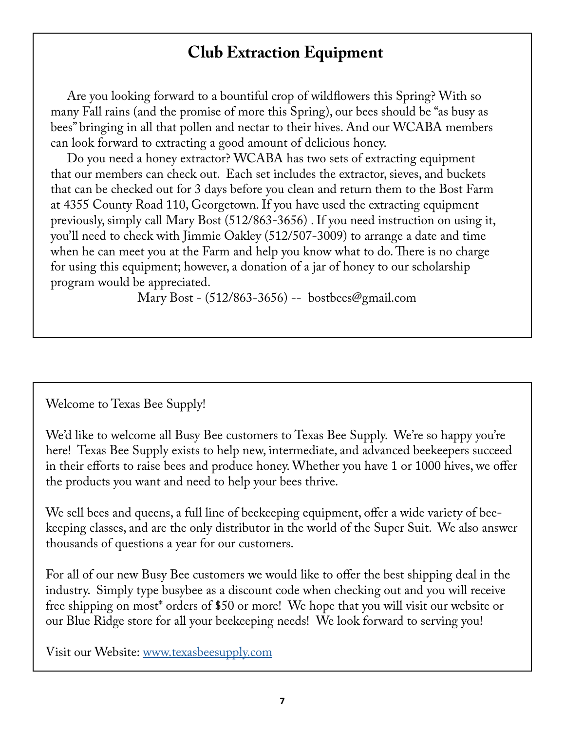# Club Extraction Equipment

Are you looking forward to a bountiful crop of wildflowers this Spring? With so many Fall rains (and the promise of more this Spring), our bees should be "as busy as bees" bringing in all that pollen and nectar to their hives. And our WCABA members can look forward to extracting a good amount of delicious honey.

Do you need a honey extractor? WCABA has two sets of extracting equipment that our members can check out. Each set includes the extractor, sieves, and buckets that can be checked out for 3 days before you clean and return them to the Bost Farm at 4355 County Road 110, Georgetown. If you have used the extracting equipment previously, simply call Mary Bost (512/863-3656) . If you need instruction on using it, you'll need to check with Jimmie Oakley (512/507-3009) to arrange a date and time when he can meet you at the Farm and help you know what to do. There is no charge for using this equipment; however, a donation of a jar of honey to our scholarship program would be appreciated.

Mary Bost - (512/863-3656) -- bostbees@gmail.com

---

Welcome to Texas Bee Supply!

We'd like to welcome all Busy Bee customers to Texas Bee Supply. We're so happy you're here! Texas Bee Supply exists to help new, intermediate, and advanced beekeepers succeed in their efforts to raise bees and produce honey. Whether you have 1 or 1000 hives, we offer the products you want and need to help your bees thrive.

We sell bees and queens, a full line of beekeeping equipment, offer a wide variety of beekeeping classes, and are the only distributor in the world of the Super Suit. We also answer thousands of questions a year for our customers.

For all of our new Busy Bee customers we would like to offer the best shipping deal in the industry. Simply type busybee as a discount code when checking out and you will receive free shipping on most* orders of $50 or more! We hope that you will visit our website or our Blue Ridge store for all your beekeeping needs! We look forward to serving you!

Visit our Website: [www.texasbeesupply.com](http://www.texasbeesupply.com)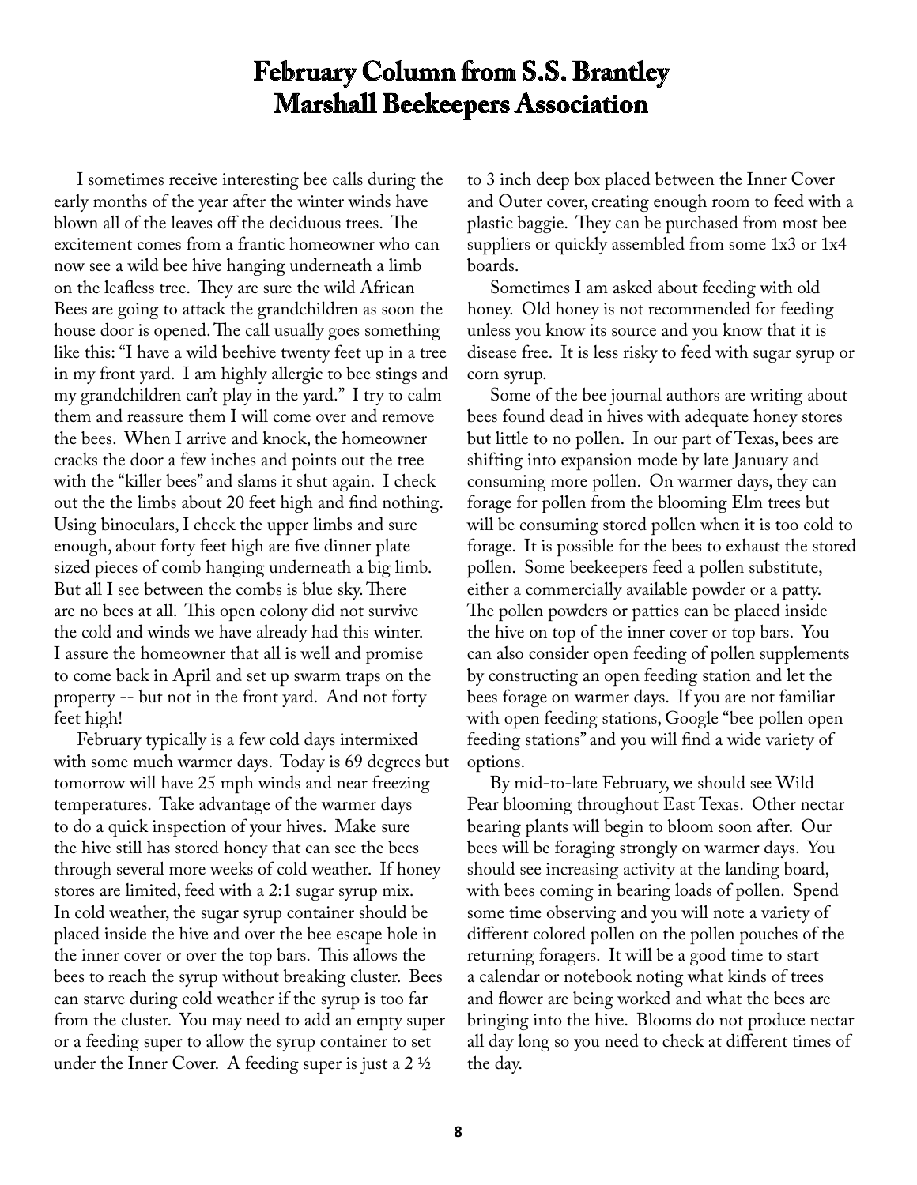# February Column from S.S. Brantley
# Marshall Beekeepers Association

I sometimes receive interesting bee calls during the early months of the year after the winter winds have blown all of the leaves off the deciduous trees. The excitement comes from a frantic homeowner who can now see a wild bee hive hanging underneath a limb on the leafless tree. They are sure the wild African Bees are going to attack the grandchildren as soon the house door is opened. The call usually goes something like this: "I have a wild beehive twenty feet up in a tree in my front yard. I am highly allergic to bee stings and my grandchildren can't play in the yard." I try to calm them and reassure them I will come over and remove the bees. When I arrive and knock, the homeowner cracks the door a few inches and points out the tree with the "killer bees" and slams it shut again. I check out the the limbs about 20 feet high and find nothing. Using binoculars, I check the upper limbs and sure enough, about forty feet high are five dinner plate sized pieces of comb hanging underneath a big limb. But all I see between the combs is blue sky. There are no bees at all. This open colony did not survive the cold and winds we have already had this winter. I assure the homeowner that all is well and promise to come back in April and set up swarm traps on the property -- but not in the front yard. And not forty feet high!

February typically is a few cold days intermixed with some much warmer days. Today is 69 degrees but tomorrow will have 25 mph winds and near freezing temperatures. Take advantage of the warmer days to do a quick inspection of your hives. Make sure the hive still has stored honey that can see the bees through several more weeks of cold weather. If honey stores are limited, feed with a 2:1 sugar syrup mix. In cold weather, the sugar syrup container should be placed inside the hive and over the bee escape hole in the inner cover or over the top bars. This allows the bees to reach the syrup without breaking cluster. Bees can starve during cold weather if the syrup is too far from the cluster. You may need to add an empty super or a feeding super to allow the syrup container to set under the Inner Cover. A feeding super is just a 2 ½ to 3 inch deep box placed between the Inner Cover and Outer cover, creating enough room to feed with a plastic baggie. They can be purchased from most bee suppliers or quickly assembled from some 1x3 or 1x4 boards.

Sometimes I am asked about feeding with old honey. Old honey is not recommended for feeding unless you know its source and you know that it is disease free. It is less risky to feed with sugar syrup or corn syrup.

Some of the bee journal authors are writing about bees found dead in hives with adequate honey stores but little to no pollen. In our part of Texas, bees are shifting into expansion mode by late January and consuming more pollen. On warmer days, they can forage for pollen from the blooming Elm trees but will be consuming stored pollen when it is too cold to forage. It is possible for the bees to exhaust the stored pollen. Some beekeepers feed a pollen substitute, either a commercially available powder or a patty. The pollen powders or patties can be placed inside the hive on top of the inner cover or top bars. You can also consider open feeding of pollen supplements by constructing an open feeding station and let the bees forage on warmer days. If you are not familiar with open feeding stations, Google "bee pollen open feeding stations" and you will find a wide variety of options.

By mid-to-late February, we should see Wild Pear blooming throughout East Texas. Other nectar bearing plants will begin to bloom soon after. Our bees will be foraging strongly on warmer days. You should see increasing activity at the landing board, with bees coming in bearing loads of pollen. Spend some time observing and you will note a variety of different colored pollen on the pollen pouches of the returning foragers. It will be a good time to start a calendar or notebook noting what kinds of trees and flower are being worked and what the bees are bringing into the hive. Blooms do not produce nectar all day long so you need to check at different times of the day.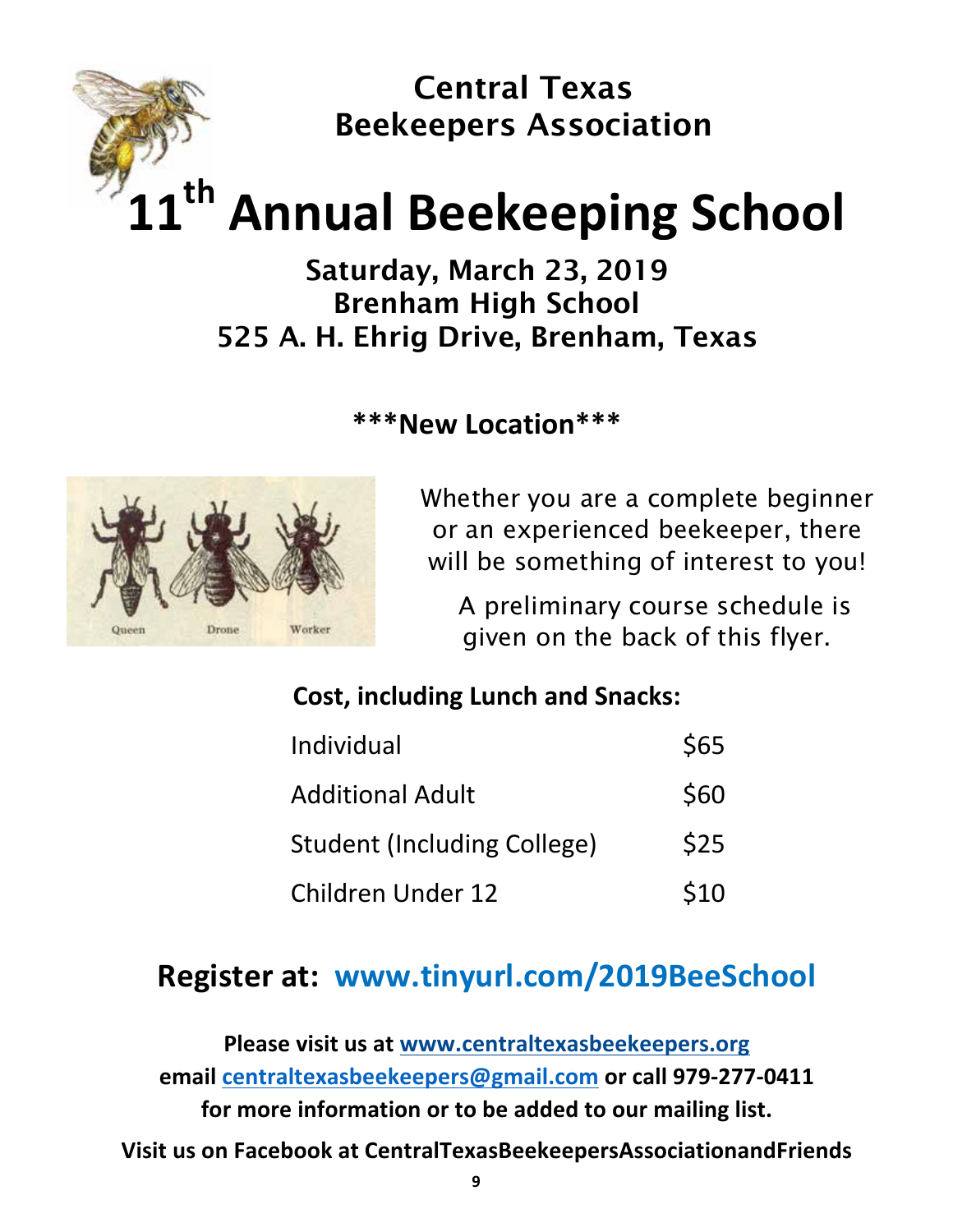# Central Texas Beekeepers Association

# 11th Annual Beekeeping School

**Saturday, March 23, 2019**
**Brenham High School**
**525 A. H. Ehrig Drive, Brenham, Texas**

**\*\*\*New Location\*\*\***

Queen Drone Worker

Whether you are a complete beginner or an experienced beekeeper, there will be something of interest to you!

A preliminary course schedule is given on the back of this flyer.

**Cost, including Lunch and Snacks:**

| | |
|---|---|
| Individual | $65 |
| Additional Adult | $60 |
| Student (Including College) | $25 |
| Children Under 12 | $10 |

## Register at: www.tinyurl.com/2019BeeSchool

**Please visit us at www.centraltexasbeekeepers.org**
**email centraltexasbeekeepers@gmail.com or call 979-277-0411**
**for more information or to be added to our mailing list.**

**Visit us on Facebook at CentralTexasBeekeepersAssociationandFriends**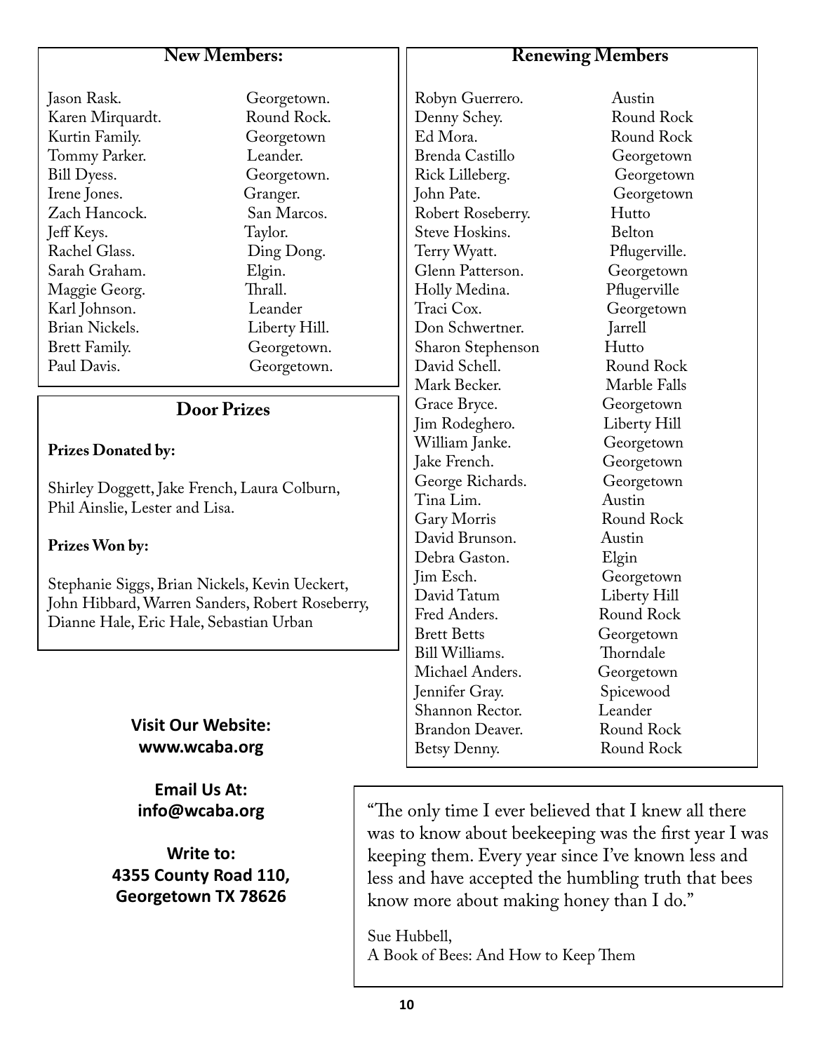## New Members:

| | |
|---|---|
| Jason Rask. | Georgetown. |
| Karen Mirquardt. | Round Rock. |
| Kurtin Family. | Georgetown |
| Tommy Parker. | Leander. |
| Bill Dyess. | Georgetown. |
| Irene Jones. | Granger. |
| Zach Hancock. | San Marcos. |
| Jeff Keys. | Taylor. |
| Rachel Glass. | Ding Dong. |
| Sarah Graham. | Elgin. |
| Maggie Georg. | Thrall. |
| Karl Johnson. | Leander |
| Brian Nickels. | Liberty Hill. |
| Brett Family. | Georgetown. |
| Paul Davis. | Georgetown. |

## Door Prizes

**Prizes Donated by:**

Shirley Doggett, Jake French, Laura Colburn, Phil Ainslie, Lester and Lisa.

**Prizes Won by:**

Stephanie Siggs, Brian Nickels, Kevin Ueckert, John Hibbard, Warren Sanders, Robert Roseberry, Dianne Hale, Eric Hale, Sebastian Urban

## Renewing Members

| | |
|---|---|
| Robyn Guerrero. | Austin |
| Denny Schey. | Round Rock |
| Ed Mora. | Round Rock |
| Brenda Castillo | Georgetown |
| Rick Lilleberg. | Georgetown |
| John Pate. | Georgetown |
| Robert Roseberry. | Hutto |
| Steve Hoskins. | Belton |
| Terry Wyatt. | Pflugerville. |
| Glenn Patterson. | Georgetown |
| Holly Medina. | Pflugerville |
| Traci Cox. | Georgetown |
| Don Schwertner. | Jarrell |
| Sharon Stephenson | Hutto |
| David Schell. | Round Rock |
| Mark Becker. | Marble Falls |
| Grace Bryce. | Georgetown |
| Jim Rodeghero. | Liberty Hill |
| William Janke. | Georgetown |
| Jake French. | Georgetown |
| George Richards. | Georgetown |
| Tina Lim. | Austin |
| Gary Morris | Round Rock |
| David Brunson. | Austin |
| Debra Gaston. | Elgin |
| Jim Esch. | Georgetown |
| David Tatum | Liberty Hill |
| Fred Anders. | Round Rock |
| Brett Betts | Georgetown |
| Bill Williams. | Thorndale |
| Michael Anders. | Georgetown |
| Jennifer Gray. | Spicewood |
| Shannon Rector. | Leander |
| Brandon Deaver. | Round Rock |
| Betsy Denny. | Round Rock |

**Visit Our Website:**
**www.wcaba.org**

**Email Us At:**
**info@wcaba.org**

**Write to:**
**4355 County Road 110,**
**Georgetown TX 78626**

"The only time I ever believed that I knew all there was to know about beekeeping was the first year I was keeping them. Every year since I've known less and less and have accepted the humbling truth that bees know more about making honey than I do."

Sue Hubbell,
A Book of Bees: And How to Keep Them